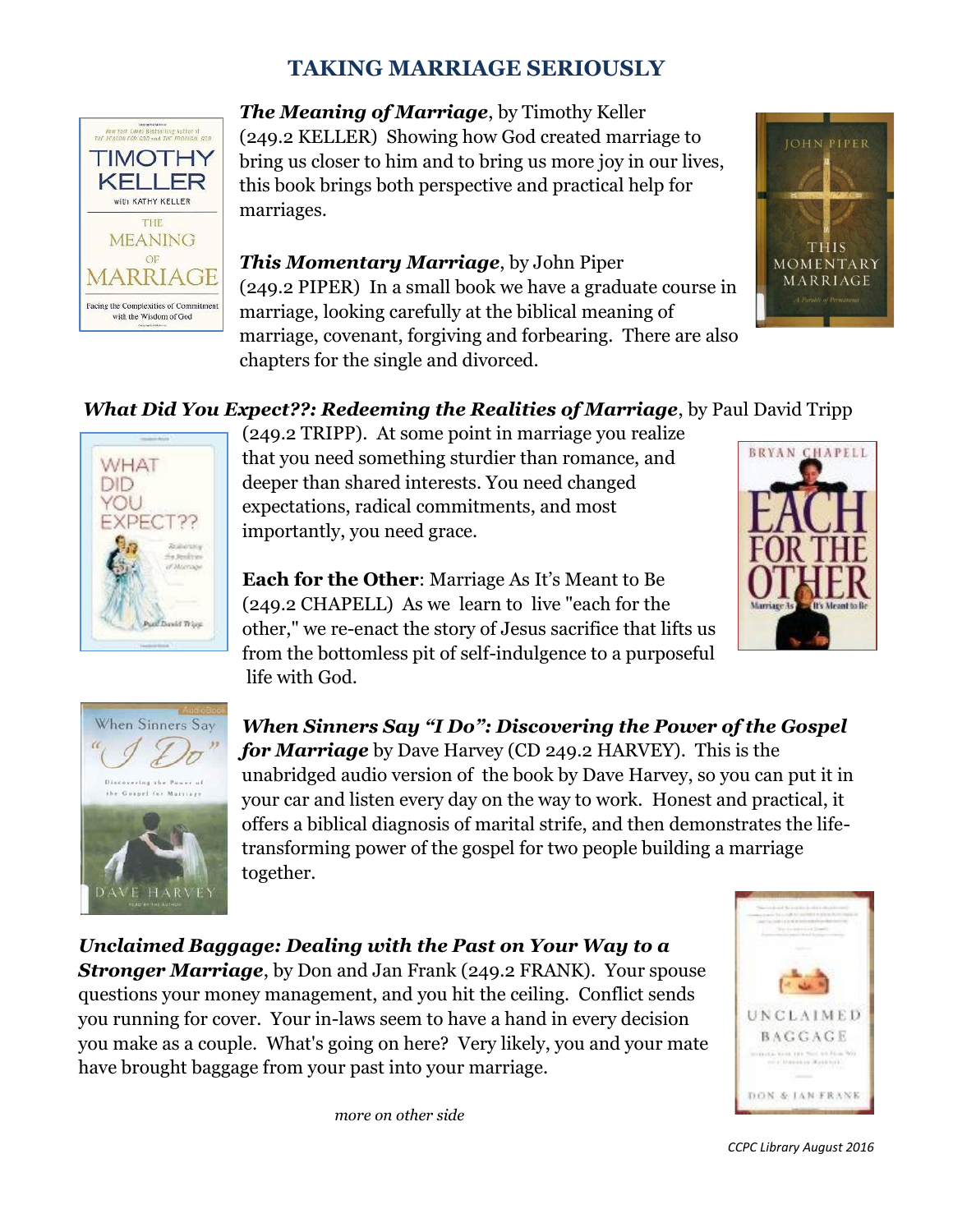# TAKING MARRIAGE SERIOUSLY

***The Meaning of Marriage***, by Timothy Keller (249.2 KELLER) Showing how God created marriage to bring us closer to him and to bring us more joy in our lives, this book brings both perspective and practical help for marriages.

***This Momentary Marriage***, by John Piper (249.2 PIPER) In a small book we have a graduate course in marriage, looking carefully at the biblical meaning of marriage, covenant, forgiving and forbearing. There are also chapters for the single and divorced.

***What Did You Expect??: Redeeming the Realities of Marriage***, by Paul David Tripp (249.2 TRIPP). At some point in marriage you realize that you need something sturdier than romance, and deeper than shared interests. You need changed expectations, radical commitments, and most importantly, you need grace.

**Each for the Other**: Marriage As It's Meant to Be (249.2 CHAPELL) As we learn to live "each for the other," we re-enact the story of Jesus sacrifice that lifts us from the bottomless pit of self-indulgence to a purposeful life with God.

***When Sinners Say "I Do": Discovering the Power of the Gospel for Marriage*** by Dave Harvey (CD 249.2 HARVEY). This is the unabridged audio version of the book by Dave Harvey, so you can put it in your car and listen every day on the way to work. Honest and practical, it offers a biblical diagnosis of marital strife, and then demonstrates the life-transforming power of the gospel for two people building a marriage together.

***Unclaimed Baggage: Dealing with the Past on Your Way to a Stronger Marriage***, by Don and Jan Frank (249.2 FRANK). Your spouse questions your money management, and you hit the ceiling. Conflict sends you running for cover. Your in-laws seem to have a hand in every decision you make as a couple. What's going on here? Very likely, you and your mate have brought baggage from your past into your marriage.

*more on other side*

*CCPC Library August 2016*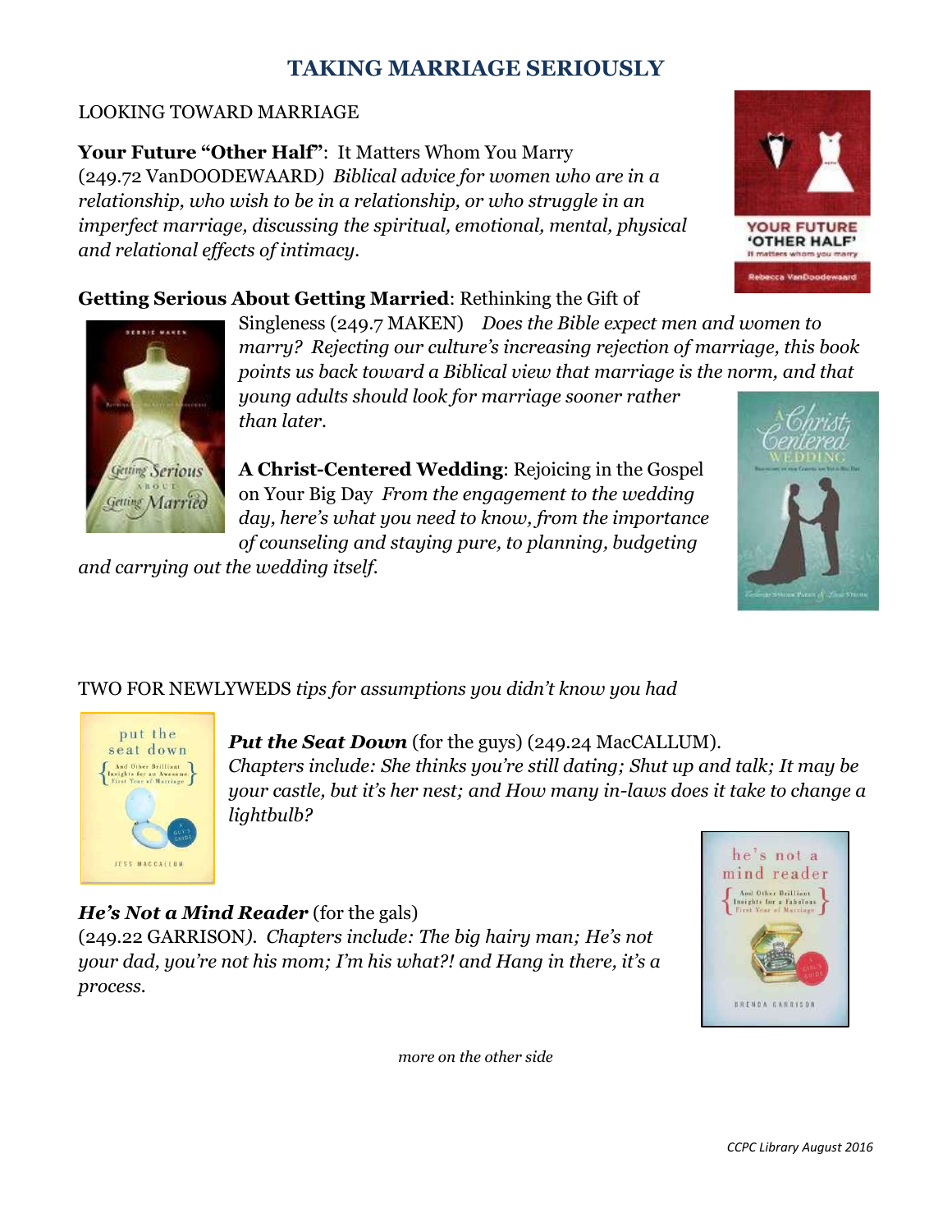# TAKING MARRIAGE SERIOUSLY

LOOKING TOWARD MARRIAGE

**Your Future "Other Half"**: It Matters Whom You Marry (249.72 VanDOODEWAARD) *Biblical advice for women who are in a relationship, who wish to be in a relationship, or who struggle in an imperfect marriage, discussing the spiritual, emotional, mental, physical and relational effects of intimacy.*

**Getting Serious About Getting Married**: Rethinking the Gift of Singleness (249.7 MAKEN) *Does the Bible expect men and women to marry? Rejecting our culture's increasing rejection of marriage, this book points us back toward a Biblical view that marriage is the norm, and that young adults should look for marriage sooner rather than later.*

**A Christ-Centered Wedding**: Rejoicing in the Gospel on Your Big Day *From the engagement to the wedding day, here's what you need to know, from the importance of counseling and staying pure, to planning, budgeting and carrying out the wedding itself.*

TWO FOR NEWLYWEDS *tips for assumptions you didn't know you had*

***Put the Seat Down*** (for the guys) (249.24 MacCALLUM). *Chapters include: She thinks you're still dating; Shut up and talk; It may be your castle, but it's her nest; and How many in-laws does it take to change a lightbulb?*

***He's Not a Mind Reader*** (for the gals) (249.22 GARRISON*). Chapters include: The big hairy man; He's not your dad, you're not his mom; I'm his what?! and Hang in there, it's a process.*

*more on the other side*

*CCPC Library August 2016*